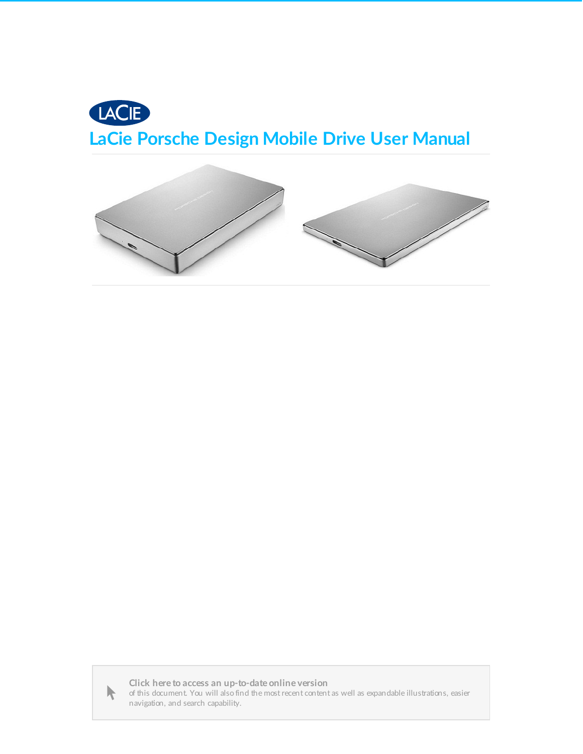# LaCie Porsche Design Mobile Drive User Manual

**Click here to access an up-to-date online version**
of this document. You will also find the most recent content as well as expandable illustrations, easier navigation, and search capability.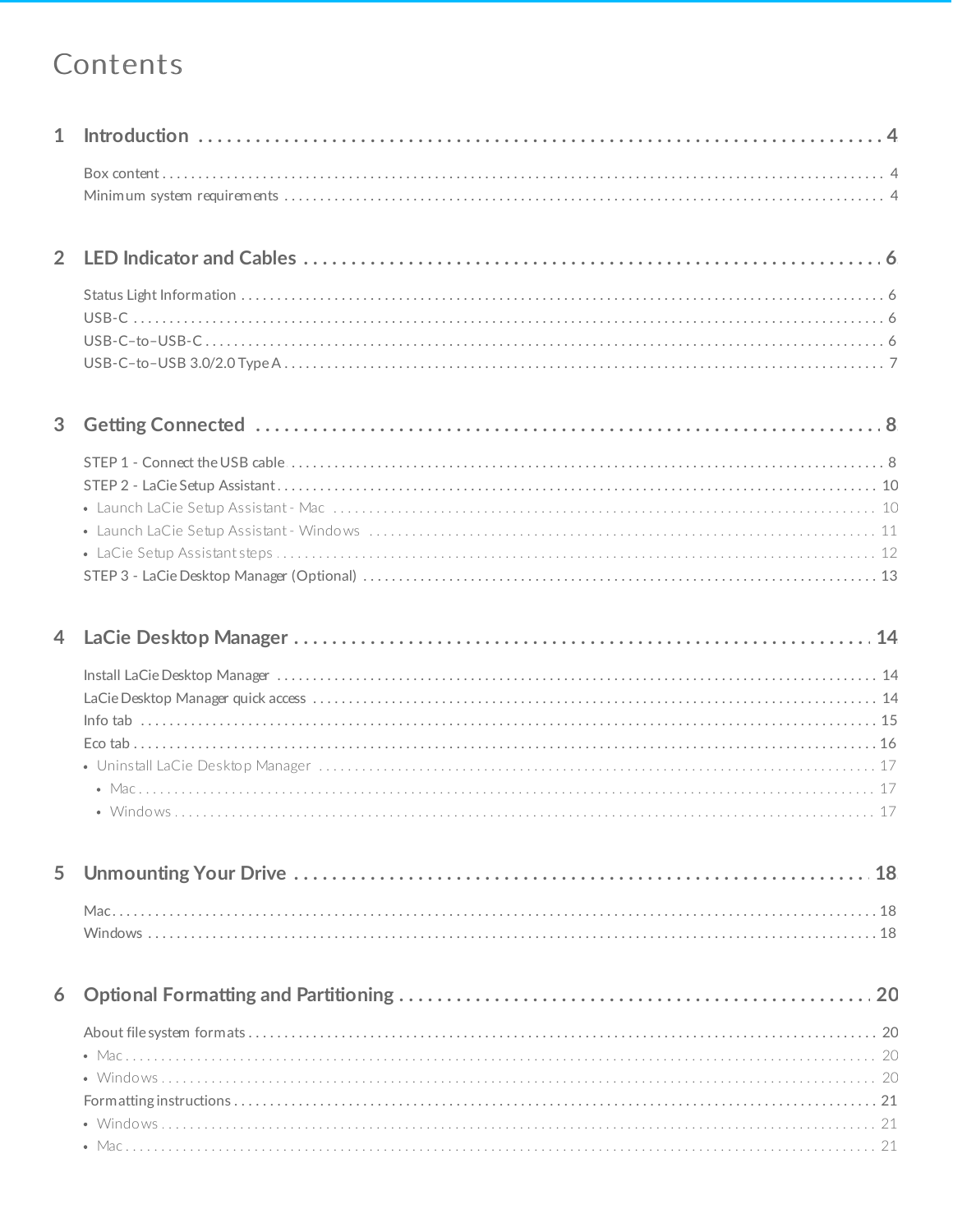# Contents

**1 Introduction** . . . . . . . . . . 4

- Box content . . . . . . . . . . 4
- Minimum system requirements . . . . . . . . . . 4

**2 LED Indicator and Cables** . . . . . . . . . . 6

- Status Light Information . . . . . . . . . . 6
- USB-C . . . . . . . . . . 6
- USB-C–to–USB-C . . . . . . . . . . 6
- USB-C–to–USB 3.0/2.0 Type A . . . . . . . . . . 7

**3 Getting Connected** . . . . . . . . . . 8

- STEP 1 - Connect the USB cable . . . . . . . . . . 8
- STEP 2 - LaCie Setup Assistant . . . . . . . . . . 10
  - Launch LaCie Setup Assistant - Mac . . . . . . . . . . 10
  - Launch LaCie Setup Assistant - Windows . . . . . . . . . . 11
  - LaCie Setup Assistant steps . . . . . . . . . . 12
- STEP 3 - LaCie Desktop Manager (Optional) . . . . . . . . . . 13

**4 LaCie Desktop Manager** . . . . . . . . . . 14

- Install LaCie Desktop Manager . . . . . . . . . . 14
- LaCie Desktop Manager quick access . . . . . . . . . . 14
- Info tab . . . . . . . . . . 15
- Eco tab . . . . . . . . . . 16
  - Uninstall LaCie Desktop Manager . . . . . . . . . . 17
    - Mac . . . . . . . . . . 17
    - Windows . . . . . . . . . . 17

**5 Unmounting Your Drive** . . . . . . . . . . 18

- Mac . . . . . . . . . . 18
- Windows . . . . . . . . . . 18

**6 Optional Formatting and Partitioning** . . . . . . . . . . 20

- About file system formats . . . . . . . . . . 20
  - Mac . . . . . . . . . . 20
  - Windows . . . . . . . . . . 20
- Formatting instructions . . . . . . . . . . 21
  - Windows . . . . . . . . . . 21
  - Mac . . . . . . . . . . 21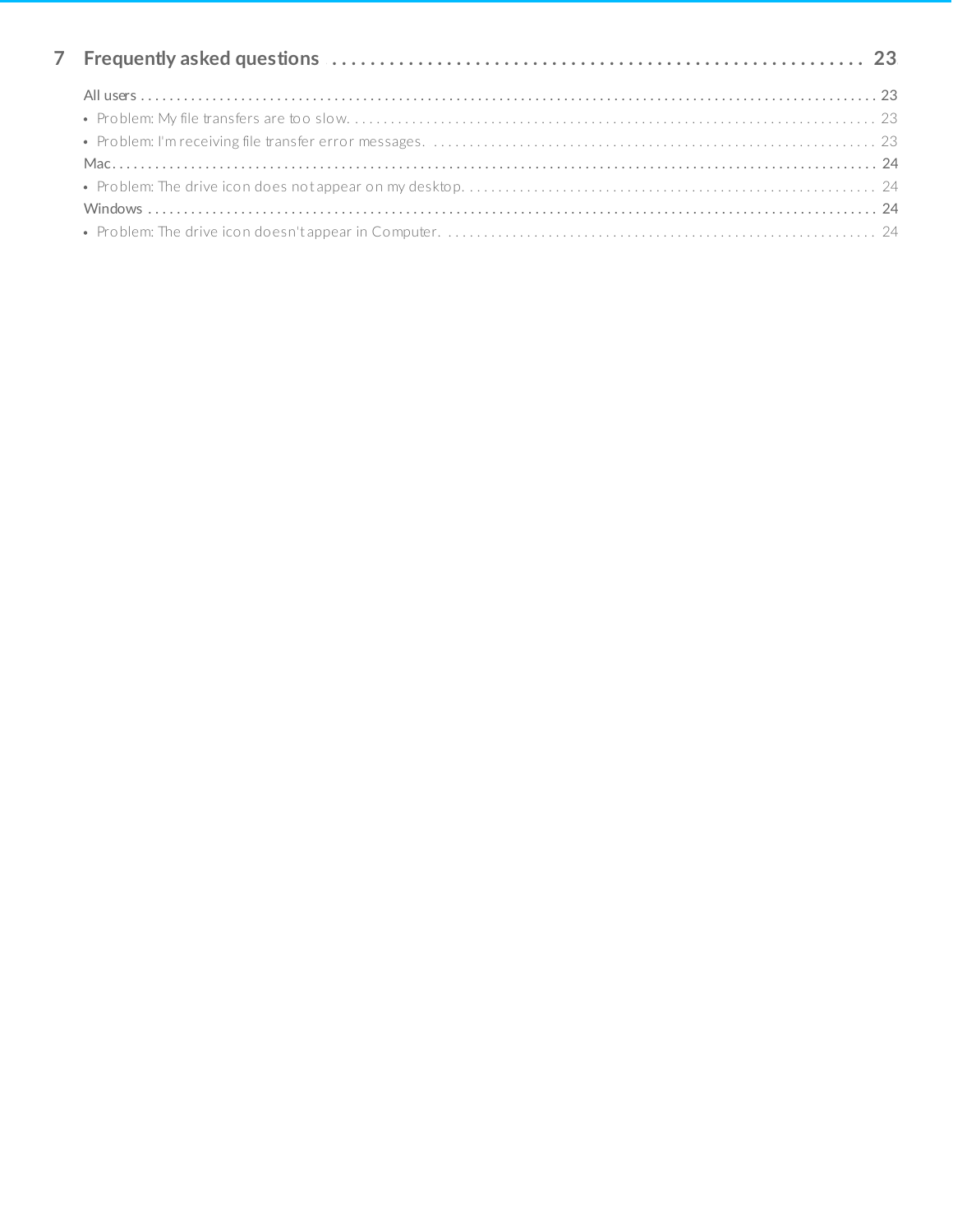7 **Frequently asked questions** . . . . . . . . . . . . . . . . . . . . . . . . . . . . . . . . . . . . . . . . . . . . . . . . . . . . 23

All users . . . . . . . . . . . . . . . . . . . . . . . . . . . . . . . . . . . . . . . . . . . . . . . . . . . . . . . . . . . . . . . . . . . . . . . . . . 23
- Problem: My file transfers are too slow. . . . . . . . . . . . . . . . . . . . . . . . . . . . . . . . . . . . . . . . . . . . . . . . . . . 23
- Problem: I'm receiving file transfer error messages. . . . . . . . . . . . . . . . . . . . . . . . . . . . . . . . . . . . . . . . . . . 23

Mac . . . . . . . . . . . . . . . . . . . . . . . . . . . . . . . . . . . . . . . . . . . . . . . . . . . . . . . . . . . . . . . . . . . . . . . . . . . . . 24
- Problem: The drive icon does not appear on my desktop. . . . . . . . . . . . . . . . . . . . . . . . . . . . . . . . . . . . . . . 24

Windows . . . . . . . . . . . . . . . . . . . . . . . . . . . . . . . . . . . . . . . . . . . . . . . . . . . . . . . . . . . . . . . . . . . . . . . . . . 24
- Problem: The drive icon doesn't appear in Computer. . . . . . . . . . . . . . . . . . . . . . . . . . . . . . . . . . . . . . . . . . 24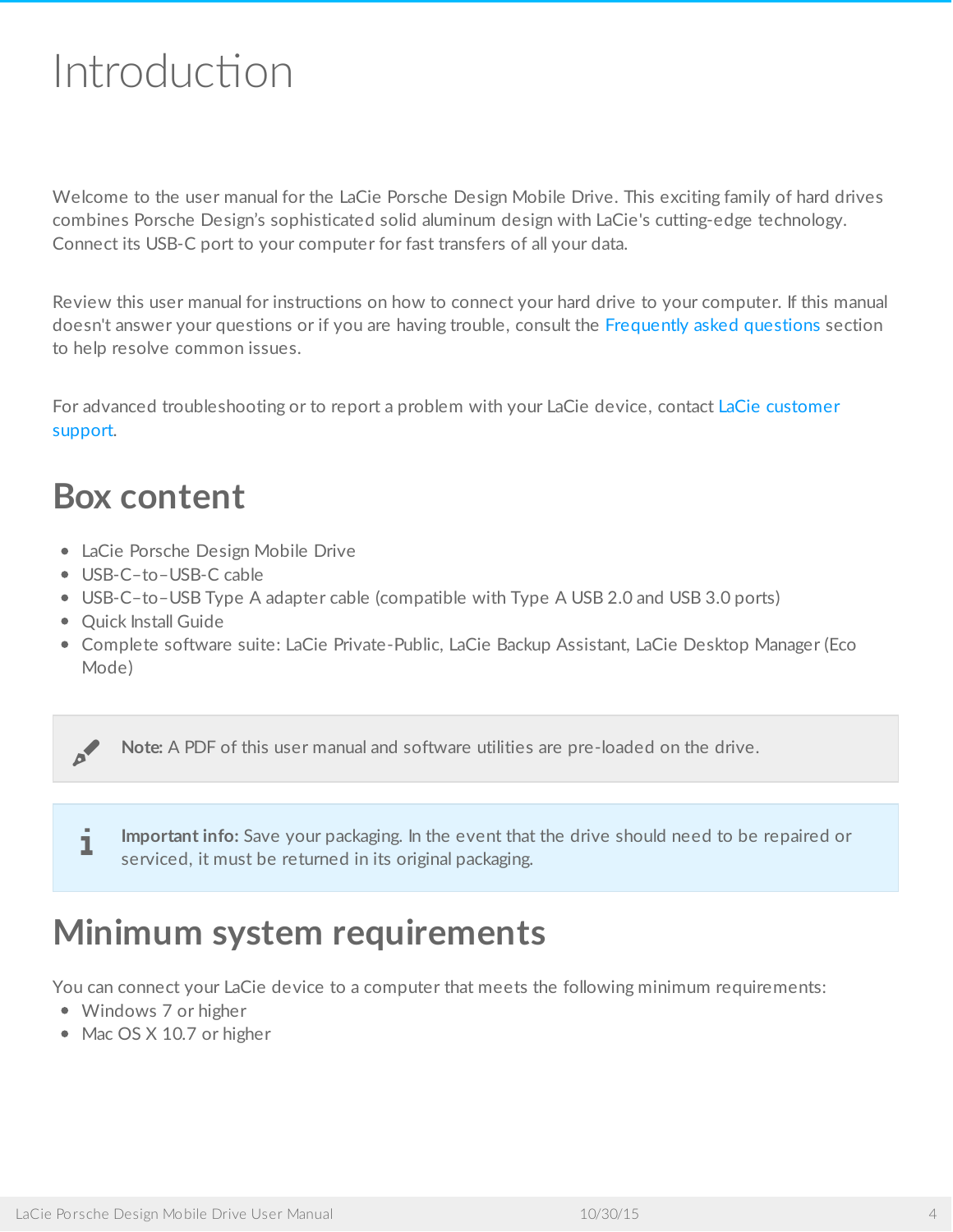# Introduction

Welcome to the user manual for the LaCie Porsche Design Mobile Drive. This exciting family of hard drives combines Porsche Design's sophisticated solid aluminum design with LaCie's cutting-edge technology. Connect its USB-C port to your computer for fast transfers of all your data.

Review this user manual for instructions on how to connect your hard drive to your computer. If this manual doesn't answer your questions or if you are having trouble, consult the Frequently asked questions section to help resolve common issues.

For advanced troubleshooting or to report a problem with your LaCie device, contact LaCie customer support.

## Box content

- LaCie Porsche Design Mobile Drive
- USB-C–to–USB-C cable
- USB-C–to–USB Type A adapter cable (compatible with Type A USB 2.0 and USB 3.0 ports)
- Quick Install Guide
- Complete software suite: LaCie Private-Public, LaCie Backup Assistant, LaCie Desktop Manager (Eco Mode)

**Note:** A PDF of this user manual and software utilities are pre-loaded on the drive.

**Important info:** Save your packaging. In the event that the drive should need to be repaired or serviced, it must be returned in its original packaging.

## Minimum system requirements

You can connect your LaCie device to a computer that meets the following minimum requirements:

- Windows 7 or higher
- Mac OS X 10.7 or higher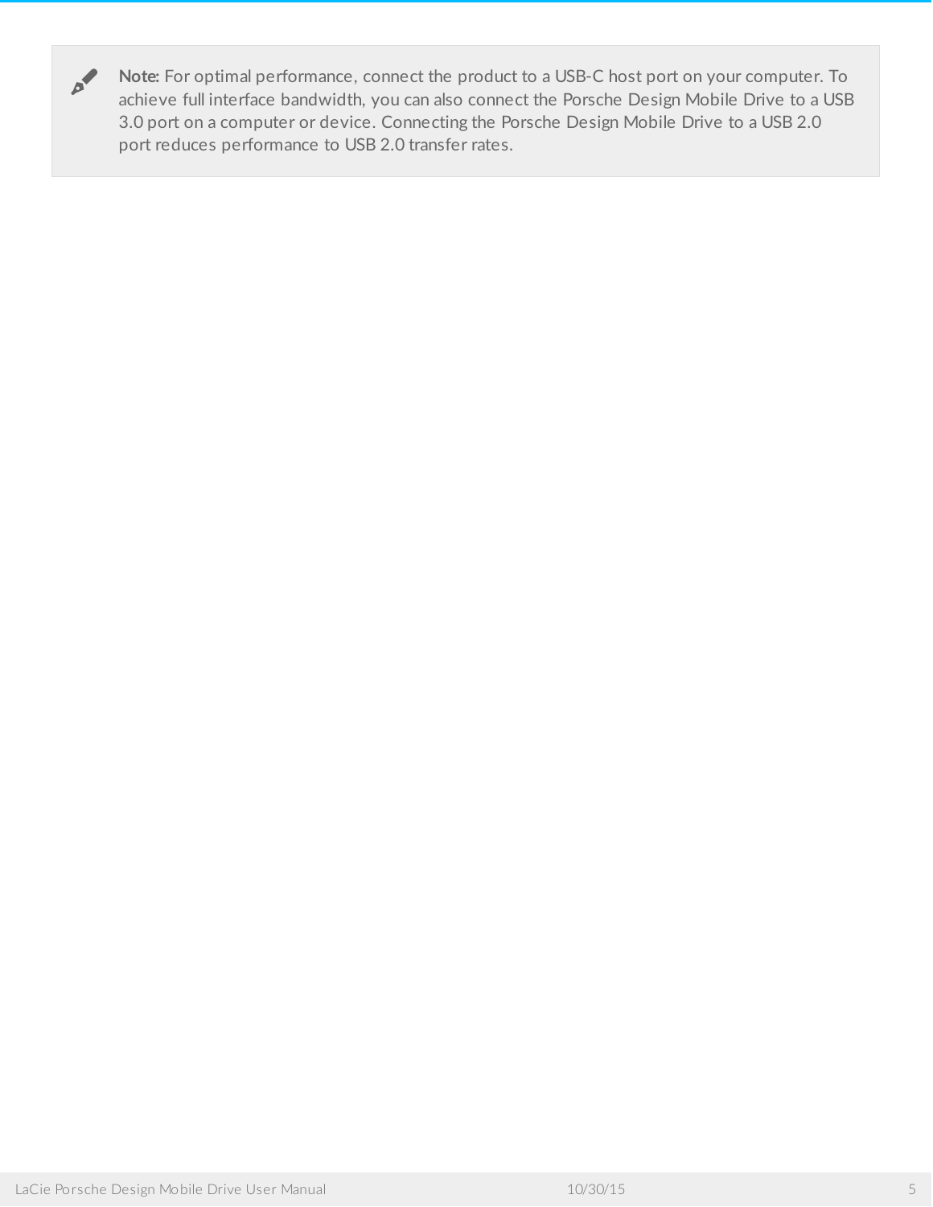**Note:** For optimal performance, connect the product to a USB-C host port on your computer. To achieve full interface bandwidth, you can also connect the Porsche Design Mobile Drive to a USB 3.0 port on a computer or device. Connecting the Porsche Design Mobile Drive to a USB 2.0 port reduces performance to USB 2.0 transfer rates.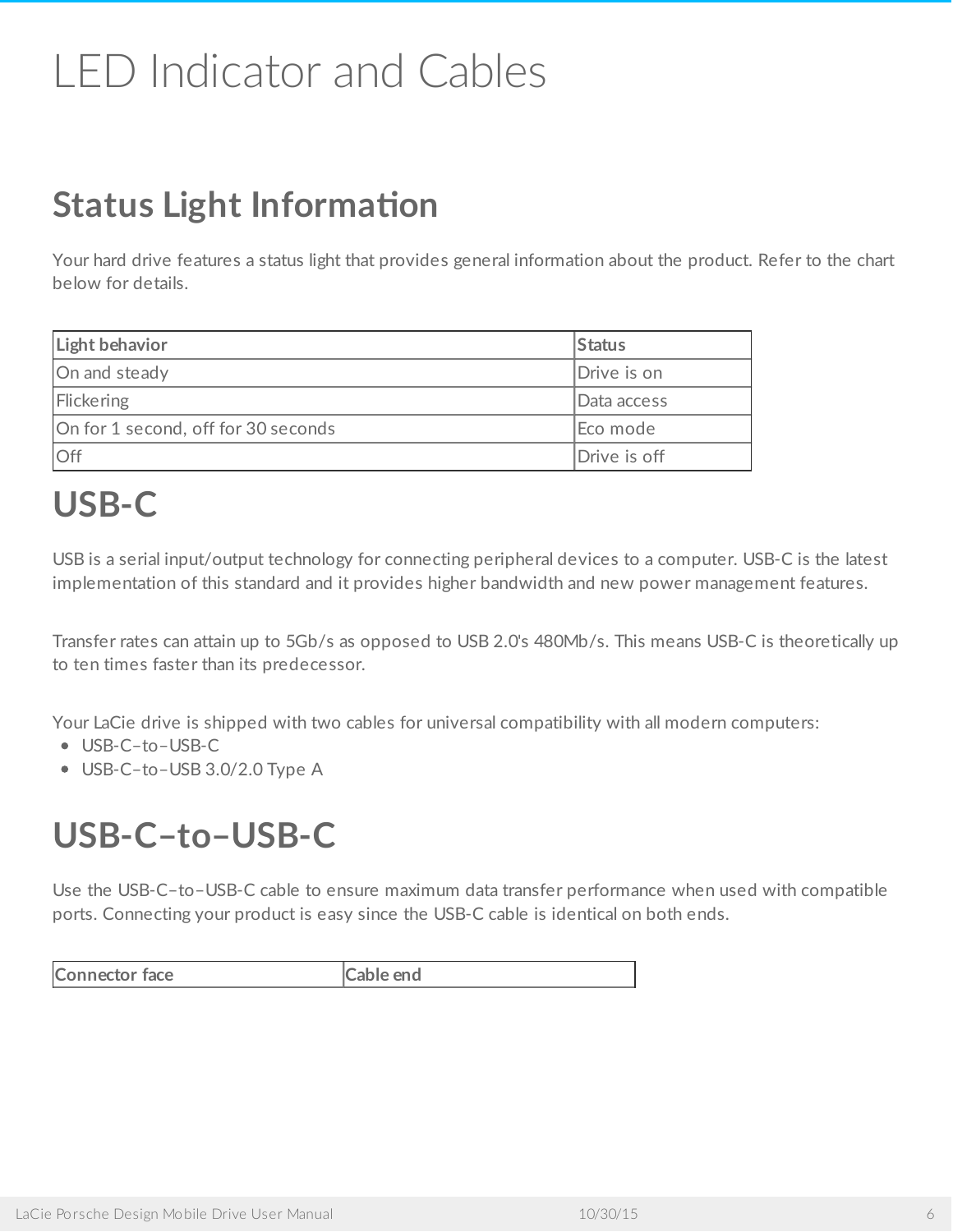# LED Indicator and Cables

## Status Light Information

Your hard drive features a status light that provides general information about the product. Refer to the chart below for details.

| Light behavior | Status |
| --- | --- |
| On and steady | Drive is on |
| Flickering | Data access |
| On for 1 second, off for 30 seconds | Eco mode |
| Off | Drive is off |

## USB-C

USB is a serial input/output technology for connecting peripheral devices to a computer. USB-C is the latest implementation of this standard and it provides higher bandwidth and new power management features.

Transfer rates can attain up to 5Gb/s as opposed to USB 2.0's 480Mb/s. This means USB-C is theoretically up to ten times faster than its predecessor.

Your LaCie drive is shipped with two cables for universal compatibility with all modern computers:

- USB-C–to–USB-C
- USB-C–to–USB 3.0/2.0 Type A

## USB-C–to–USB-C

Use the USB-C–to–USB-C cable to ensure maximum data transfer performance when used with compatible ports. Connecting your product is easy since the USB-C cable is identical on both ends.

| Connector face | Cable end |
| --- | --- |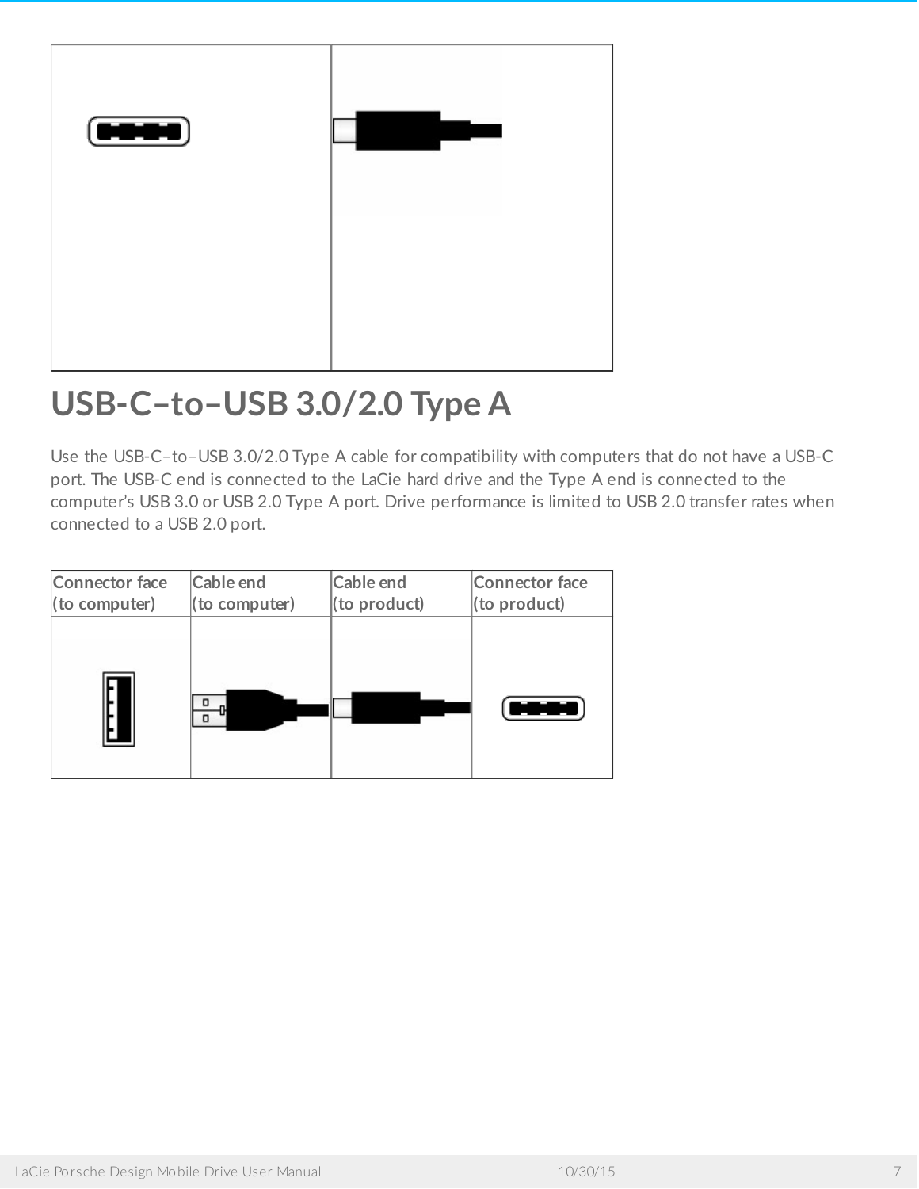| | |
|---|---|
| | |

## USB-C–to–USB 3.0/2.0 Type A

Use the USB-C–to–USB 3.0/2.0 Type A cable for compatibility with computers that do not have a USB-C port. The USB-C end is connected to the LaCie hard drive and the Type A end is connected to the computer's USB 3.0 or USB 2.0 Type A port. Drive performance is limited to USB 2.0 transfer rates when connected to a USB 2.0 port.

| Connector face (to computer) | Cable end (to computer) | Cable end (to product) | Connector face (to product) |
|---|---|---|---|
| | | | |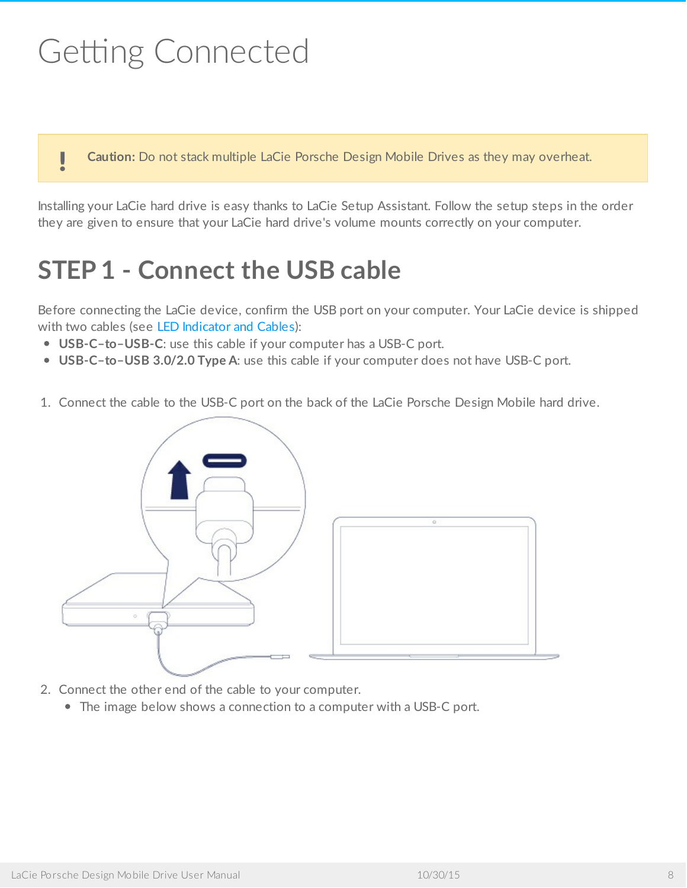# Getting Connected

> **!** **Caution:** Do not stack multiple LaCie Porsche Design Mobile Drives as they may overheat.

Installing your LaCie hard drive is easy thanks to LaCie Setup Assistant. Follow the setup steps in the order they are given to ensure that your LaCie hard drive's volume mounts correctly on your computer.

## STEP 1 - Connect the USB cable

Before connecting the LaCie device, confirm the USB port on your computer. Your LaCie device is shipped with two cables (see LED Indicator and Cables):

- **USB-C–to–USB-C**: use this cable if your computer has a USB-C port.
- **USB-C–to–USB 3.0/2.0 Type A**: use this cable if your computer does not have USB-C port.

1. Connect the cable to the USB-C port on the back of the LaCie Porsche Design Mobile hard drive.
2. Connect the other end of the cable to your computer.
   - The image below shows a connection to a computer with a USB-C port.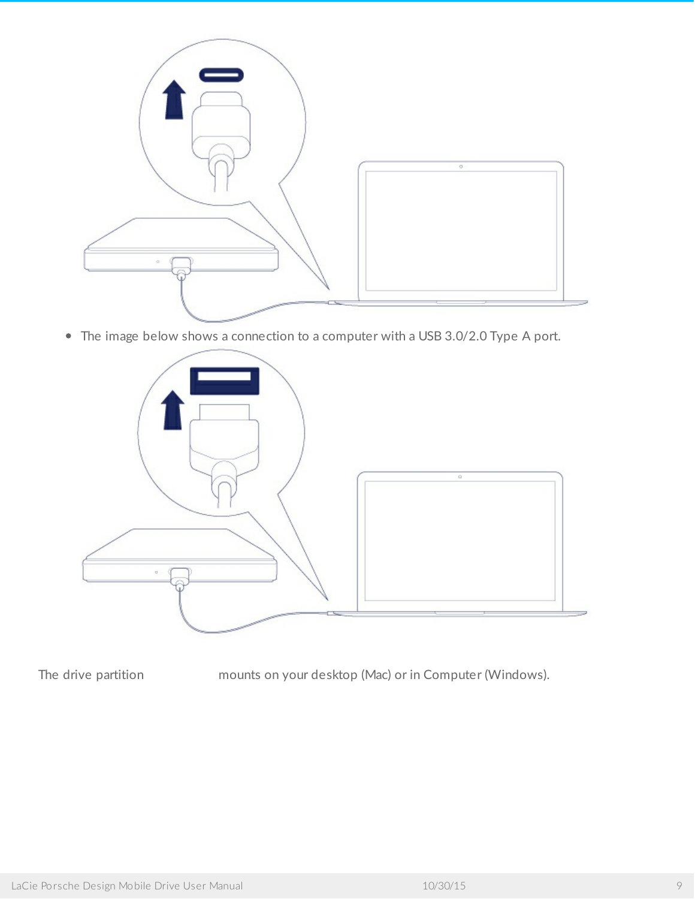- The image below shows a connection to a computer with a USB 3.0/2.0 Type A port.

The drive partition mounts on your desktop (Mac) or in Computer (Windows).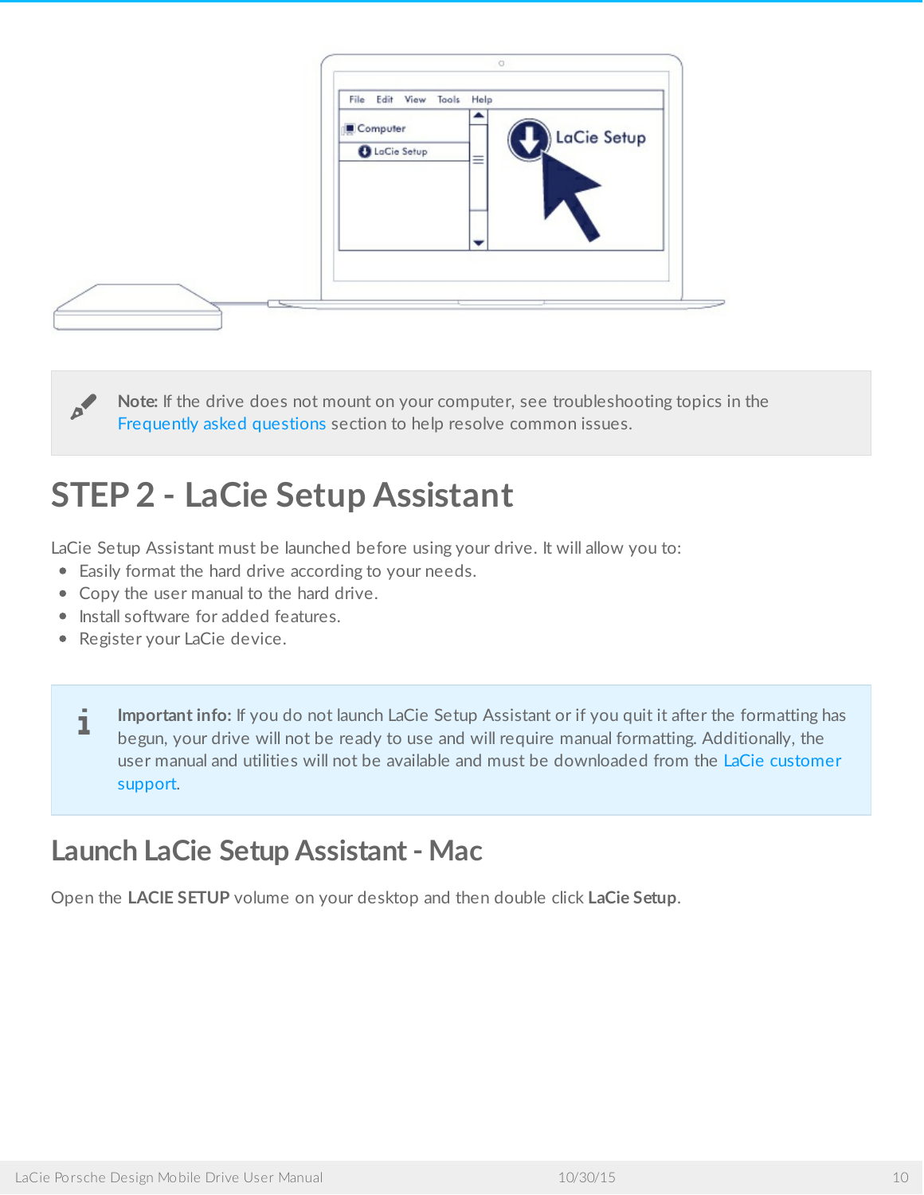**Note:** If the drive does not mount on your computer, see troubleshooting topics in the Frequently asked questions section to help resolve common issues.

## STEP 2 - LaCie Setup Assistant

LaCie Setup Assistant must be launched before using your drive. It will allow you to:

- Easily format the hard drive according to your needs.
- Copy the user manual to the hard drive.
- Install software for added features.
- Register your LaCie device.

**Important info:** If you do not launch LaCie Setup Assistant or if you quit it after the formatting has begun, your drive will not be ready to use and will require manual formatting. Additionally, the user manual and utilities will not be available and must be downloaded from the LaCie customer support.

### Launch LaCie Setup Assistant - Mac

Open the **LACIE SETUP** volume on your desktop and then double click **LaCie Setup**.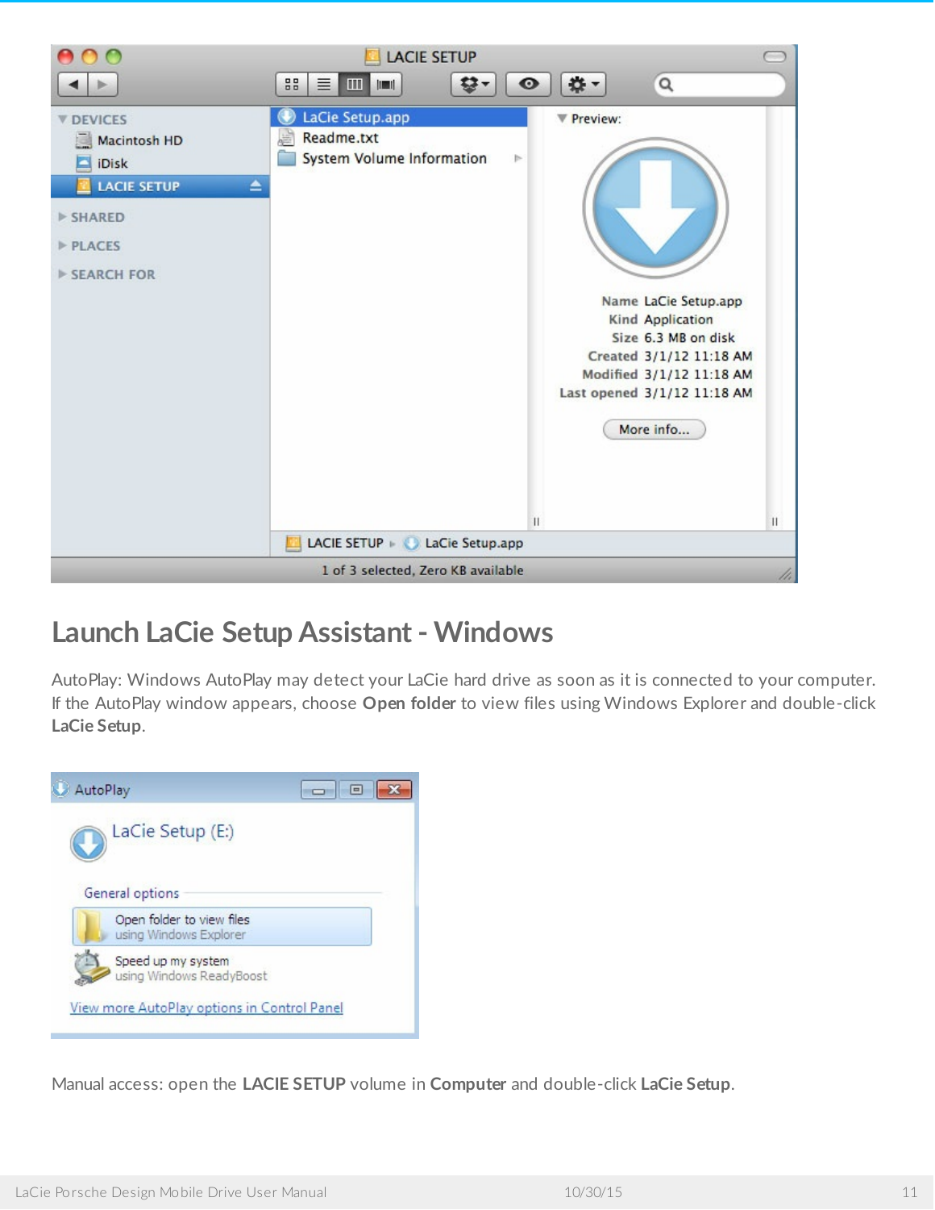## Launch LaCie Setup Assistant - Windows

AutoPlay: Windows AutoPlay may detect your LaCie hard drive as soon as it is connected to your computer. If the AutoPlay window appears, choose **Open folder** to view files using Windows Explorer and double-click **LaCie Setup**.

Manual access: open the **LACIE SETUP** volume in **Computer** and double-click **LaCie Setup**.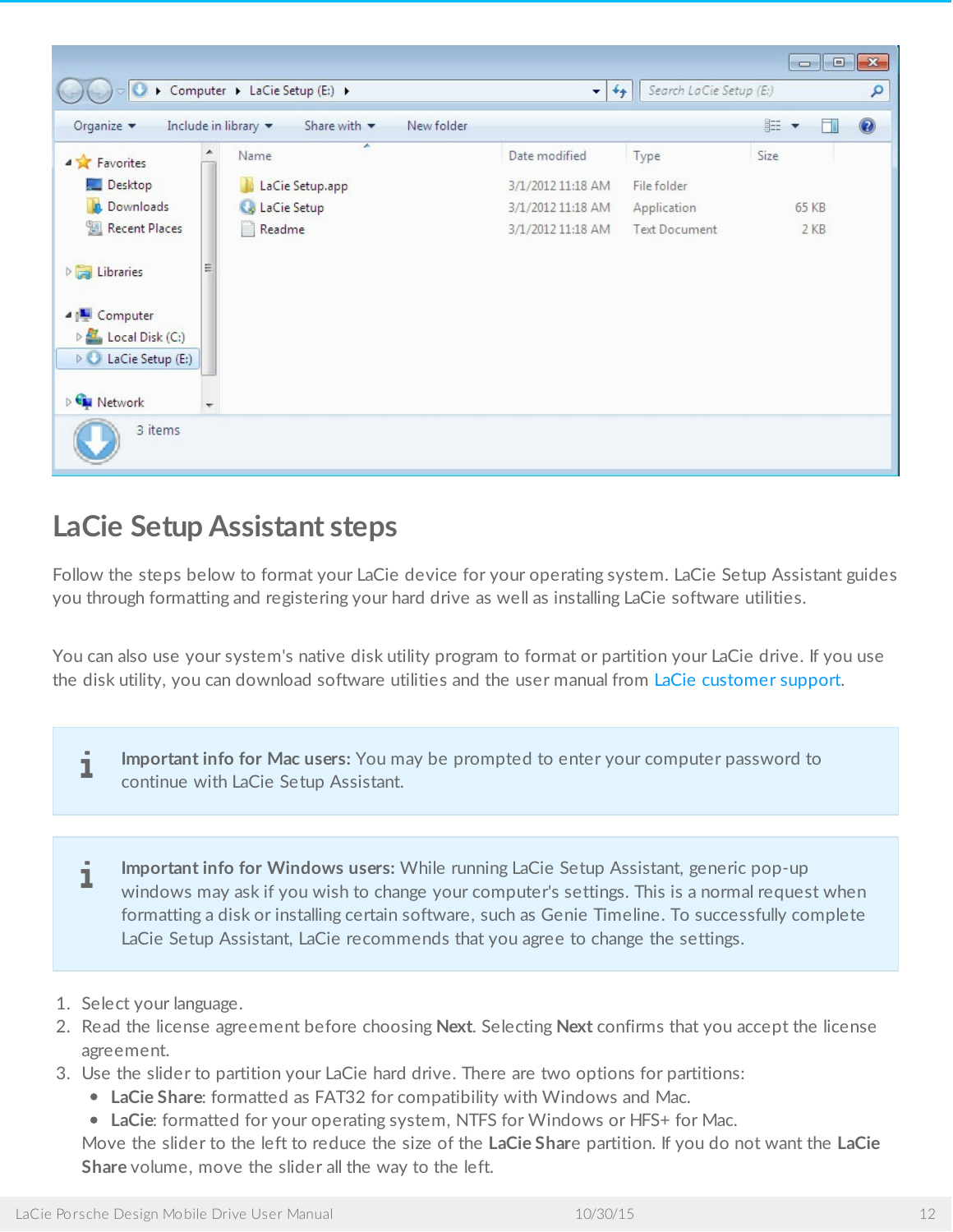## LaCie Setup Assistant steps

Follow the steps below to format your LaCie device for your operating system. LaCie Setup Assistant guides you through formatting and registering your hard drive as well as installing LaCie software utilities.

You can also use your system's native disk utility program to format or partition your LaCie drive. If you use the disk utility, you can download software utilities and the user manual from LaCie customer support.

> **Important info for Mac users:** You may be prompted to enter your computer password to continue with LaCie Setup Assistant.

> **Important info for Windows users:** While running LaCie Setup Assistant, generic pop-up windows may ask if you wish to change your computer's settings. This is a normal request when formatting a disk or installing certain software, such as Genie Timeline. To successfully complete LaCie Setup Assistant, LaCie recommends that you agree to change the settings.

1. Select your language.
2. Read the license agreement before choosing **Next**. Selecting **Next** confirms that you accept the license agreement.
3. Use the slider to partition your LaCie hard drive. There are two options for partitions:
   - **LaCie Share**: formatted as FAT32 for compatibility with Windows and Mac.
   - **LaCie**: formatted for your operating system, NTFS for Windows or HFS+ for Mac.

   Move the slider to the left to reduce the size of the **LaCie Share** partition. If you do not want the **LaCie Share** volume, move the slider all the way to the left.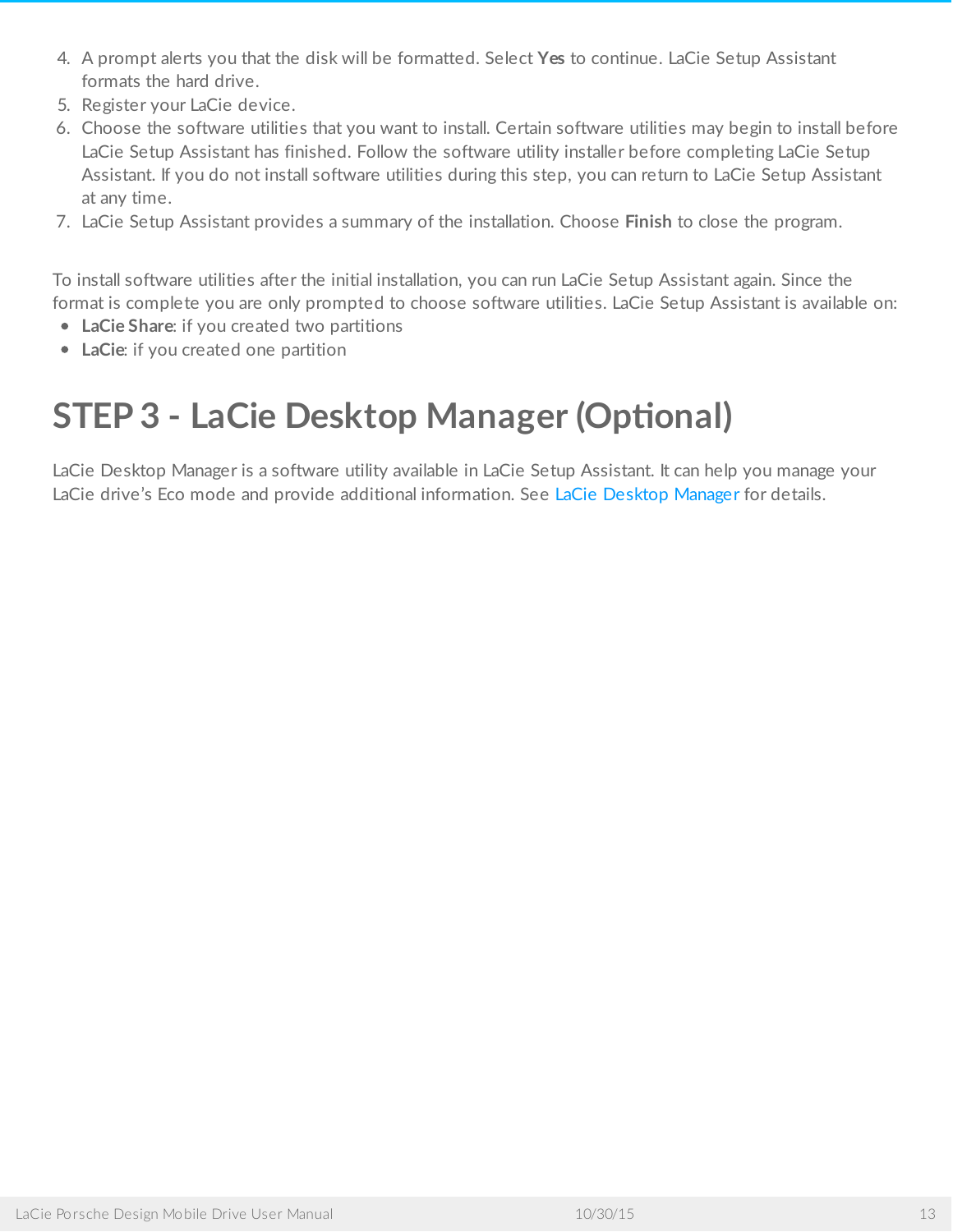4. A prompt alerts you that the disk will be formatted. Select **Yes** to continue. LaCie Setup Assistant formats the hard drive.
5. Register your LaCie device.
6. Choose the software utilities that you want to install. Certain software utilities may begin to install before LaCie Setup Assistant has finished. Follow the software utility installer before completing LaCie Setup Assistant. If you do not install software utilities during this step, you can return to LaCie Setup Assistant at any time.
7. LaCie Setup Assistant provides a summary of the installation. Choose **Finish** to close the program.

To install software utilities after the initial installation, you can run LaCie Setup Assistant again. Since the format is complete you are only prompted to choose software utilities. LaCie Setup Assistant is available on:

- **LaCie Share**: if you created two partitions
- **LaCie**: if you created one partition

## STEP 3 - LaCie Desktop Manager (Optional)

LaCie Desktop Manager is a software utility available in LaCie Setup Assistant. It can help you manage your LaCie drive's Eco mode and provide additional information. See LaCie Desktop Manager for details.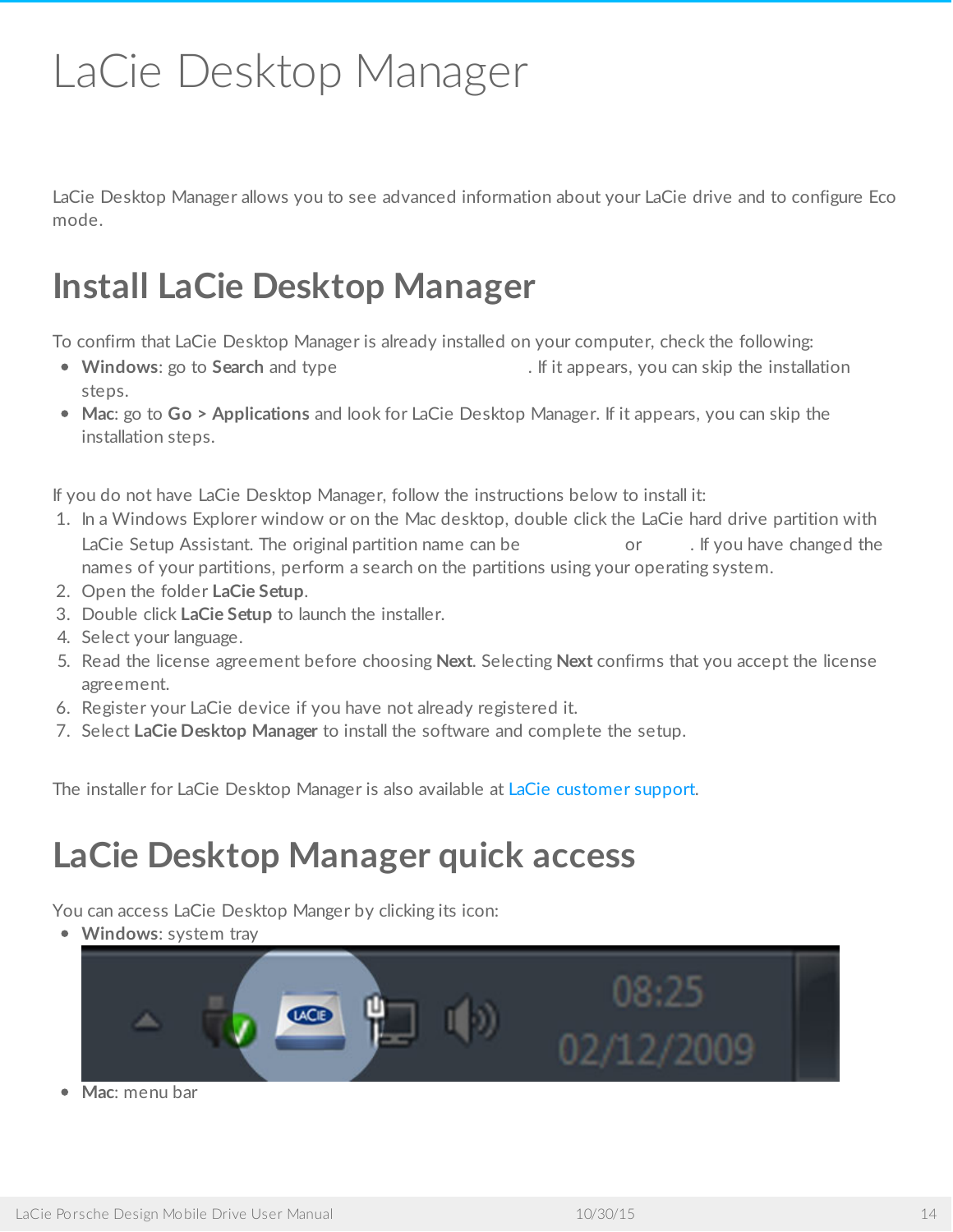# LaCie Desktop Manager

LaCie Desktop Manager allows you to see advanced information about your LaCie drive and to configure Eco mode.

## Install LaCie Desktop Manager

To confirm that LaCie Desktop Manager is already installed on your computer, check the following:

- **Windows**: go to **Search** and type . If it appears, you can skip the installation steps.
- **Mac**: go to **Go > Applications** and look for LaCie Desktop Manager. If it appears, you can skip the installation steps.

If you do not have LaCie Desktop Manager, follow the instructions below to install it:

1. In a Windows Explorer window or on the Mac desktop, double click the LaCie hard drive partition with LaCie Setup Assistant. The original partition name can be or . If you have changed the names of your partitions, perform a search on the partitions using your operating system.
2. Open the folder **LaCie Setup**.
3. Double click **LaCie Setup** to launch the installer.
4. Select your language.
5. Read the license agreement before choosing **Next**. Selecting **Next** confirms that you accept the license agreement.
6. Register your LaCie device if you have not already registered it.
7. Select **LaCie Desktop Manager** to install the software and complete the setup.

The installer for LaCie Desktop Manager is also available at LaCie customer support.

## LaCie Desktop Manager quick access

You can access LaCie Desktop Manger by clicking its icon:

- **Windows**: system tray
- **Mac**: menu bar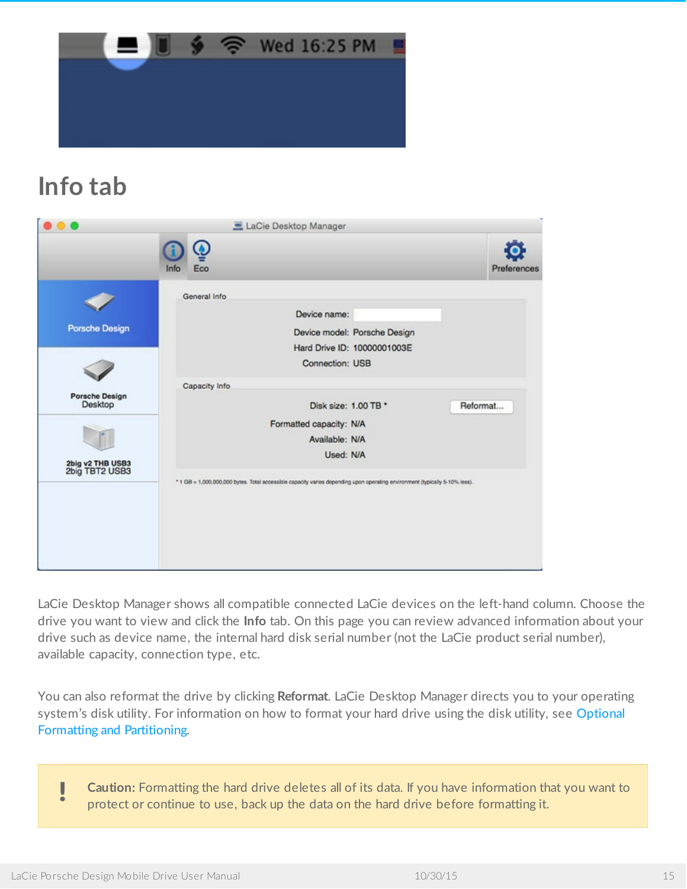## Info tab

LaCie Desktop Manager shows all compatible connected LaCie devices on the left-hand column. Choose the drive you want to view and click the **Info** tab. On this page you can review advanced information about your drive such as device name, the internal hard disk serial number (not the LaCie product serial number), available capacity, connection type, etc.

You can also reformat the drive by clicking **Reformat**. LaCie Desktop Manager directs you to your operating system's disk utility. For information on how to format your hard drive using the disk utility, see Optional Formatting and Partitioning.

> **!** **Caution:** Formatting the hard drive deletes all of its data. If you have information that you want to protect or continue to use, back up the data on the hard drive before formatting it.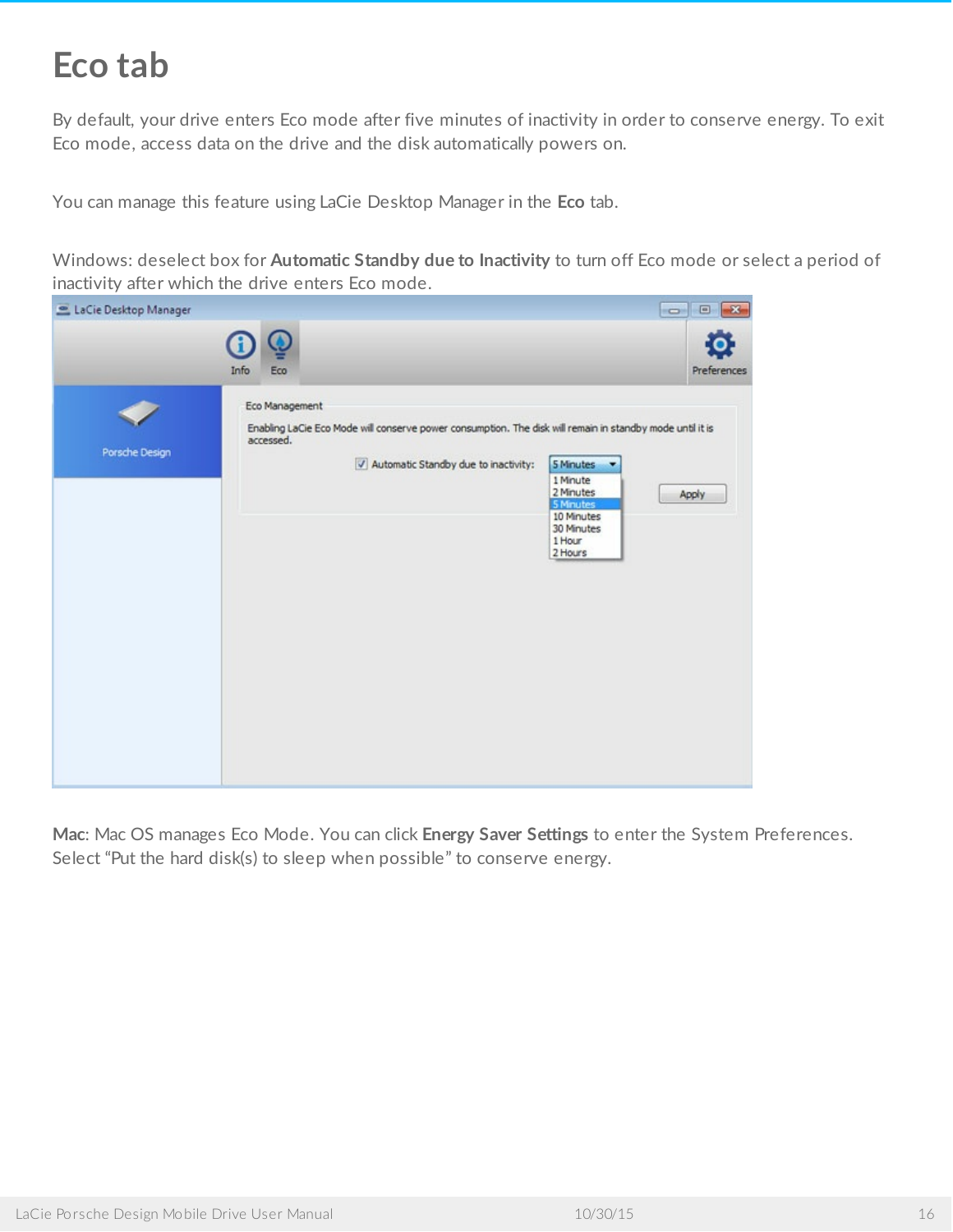# Eco tab

By default, your drive enters Eco mode after five minutes of inactivity in order to conserve energy. To exit Eco mode, access data on the drive and the disk automatically powers on.

You can manage this feature using LaCie Desktop Manager in the **Eco** tab.

Windows: deselect box for **Automatic Standby due to Inactivity** to turn off Eco mode or select a period of inactivity after which the drive enters Eco mode.

**Mac**: Mac OS manages Eco Mode. You can click **Energy Saver Settings** to enter the System Preferences. Select "Put the hard disk(s) to sleep when possible" to conserve energy.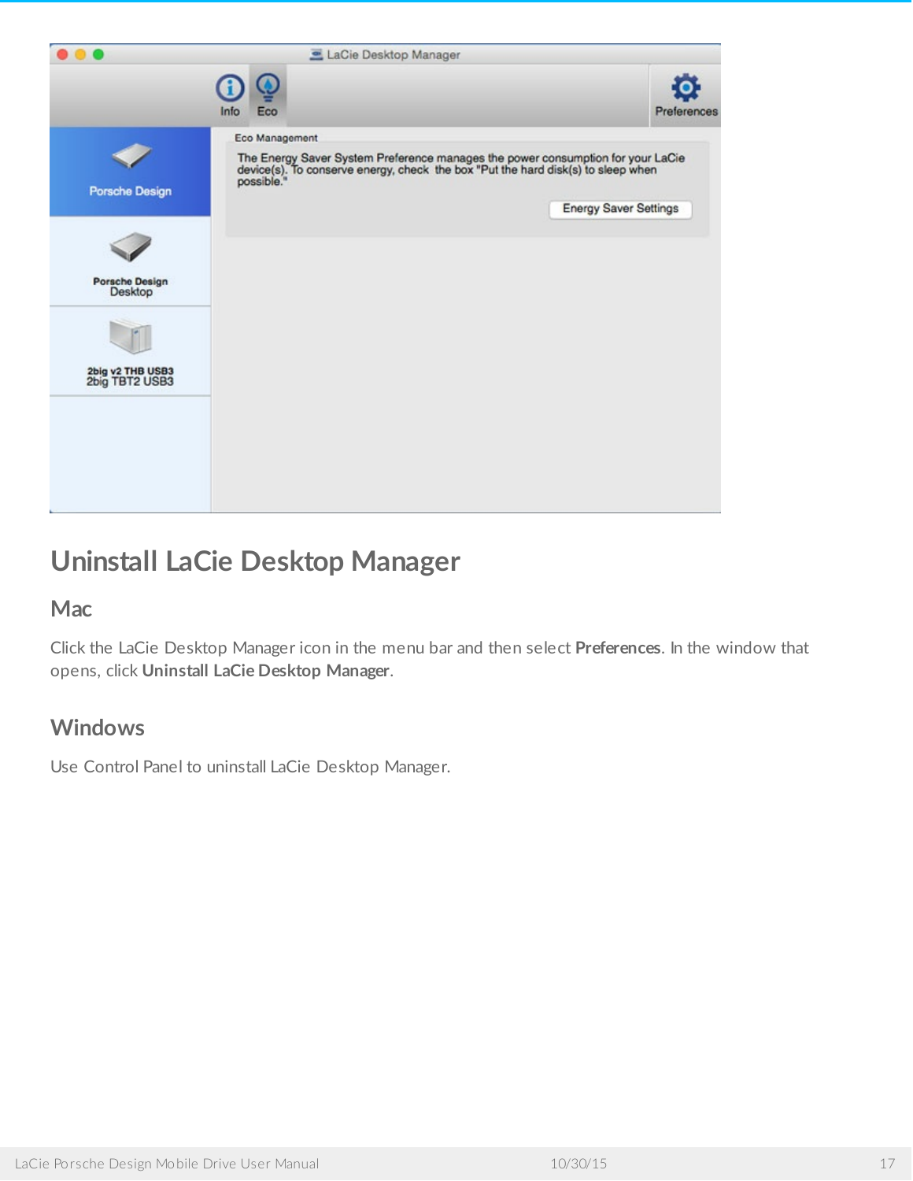# Uninstall LaCie Desktop Manager

## Mac

Click the LaCie Desktop Manager icon in the menu bar and then select **Preferences**. In the window that opens, click **Uninstall LaCie Desktop Manager**.

## Windows

Use Control Panel to uninstall LaCie Desktop Manager.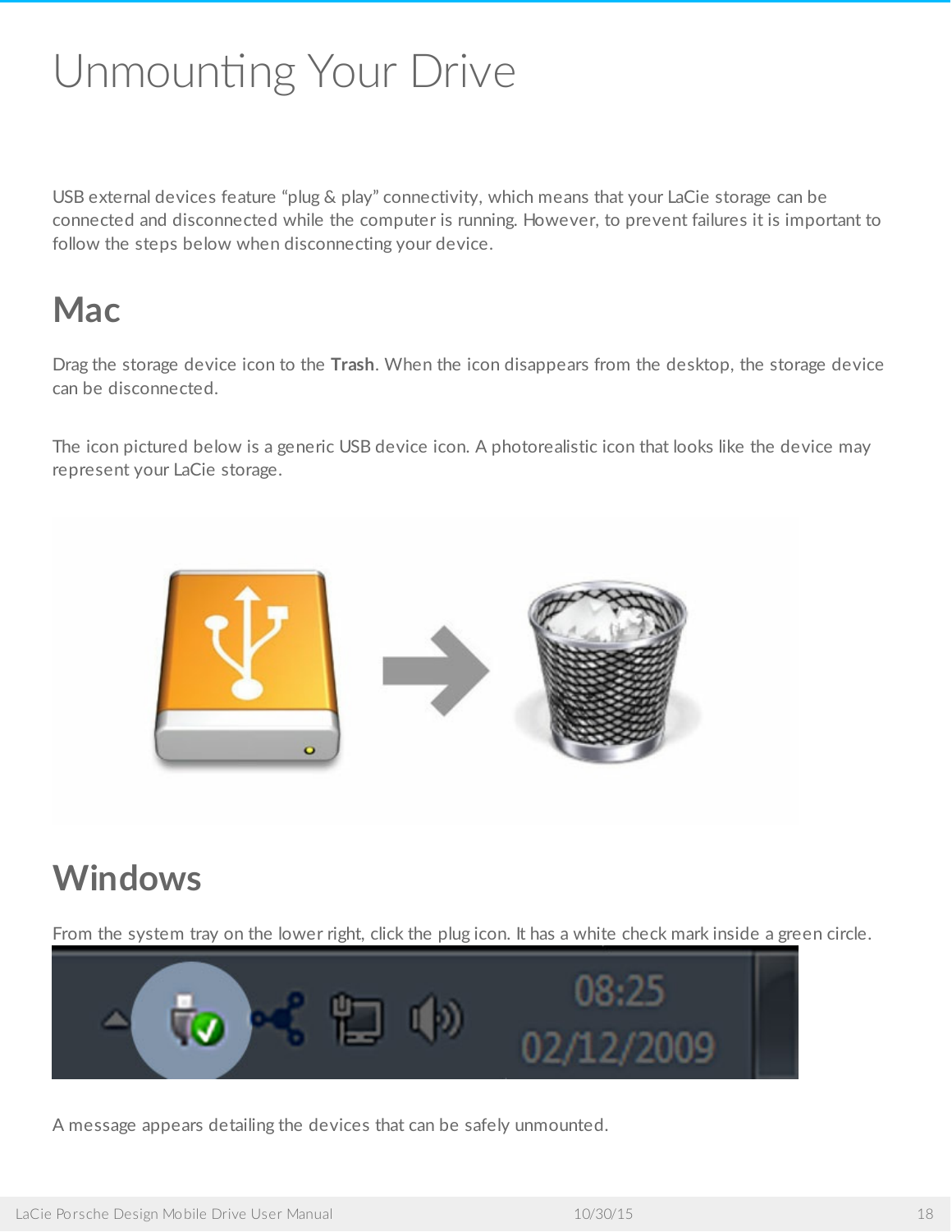# Unmounting Your Drive

USB external devices feature "plug & play" connectivity, which means that your LaCie storage can be connected and disconnected while the computer is running. However, to prevent failures it is important to follow the steps below when disconnecting your device.

## Mac

Drag the storage device icon to the **Trash**. When the icon disappears from the desktop, the storage device can be disconnected.

The icon pictured below is a generic USB device icon. A photorealistic icon that looks like the device may represent your LaCie storage.

## Windows

From the system tray on the lower right, click the plug icon. It has a white check mark inside a green circle.

A message appears detailing the devices that can be safely unmounted.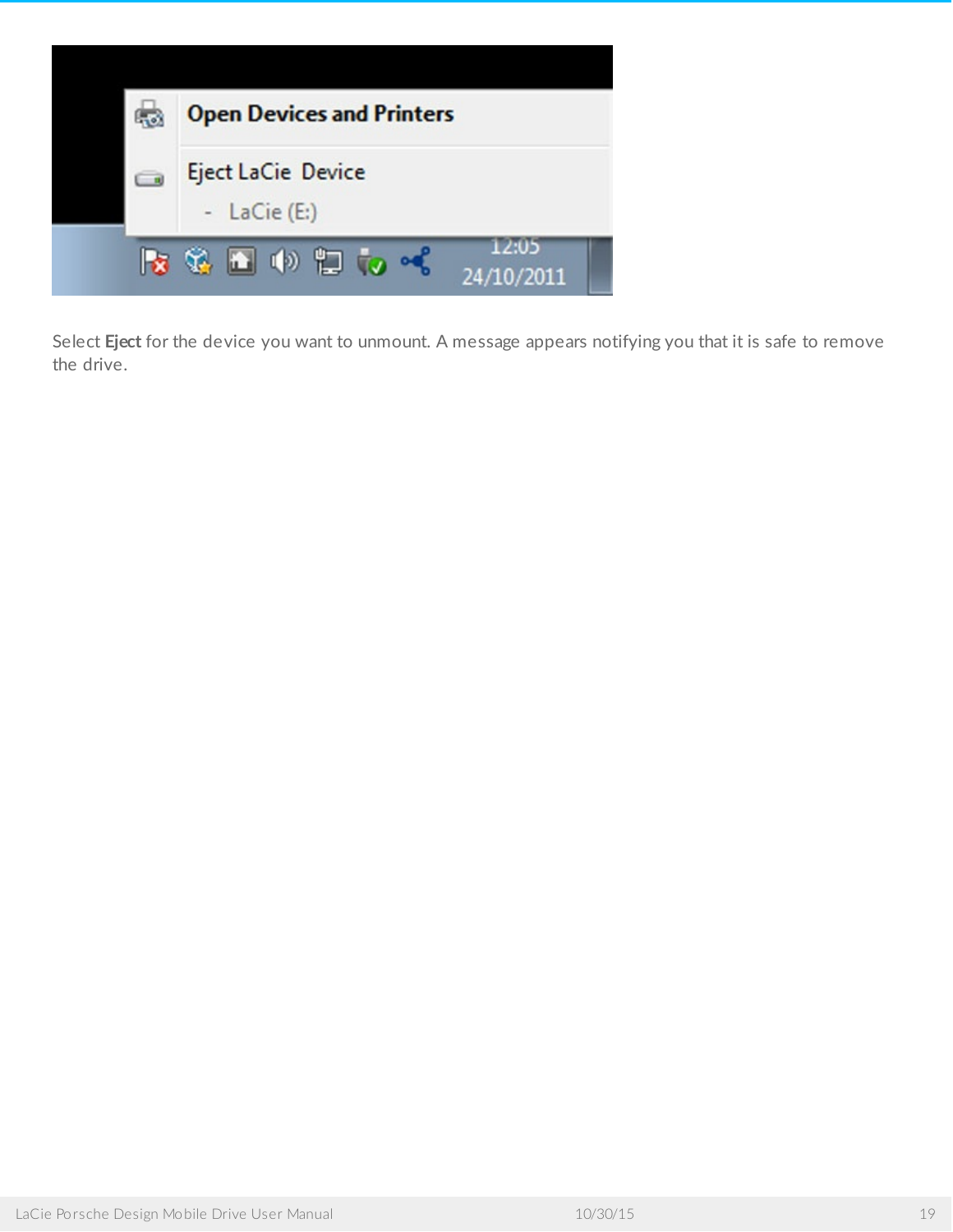Select **Eject** for the device you want to unmount. A message appears notifying you that it is safe to remove the drive.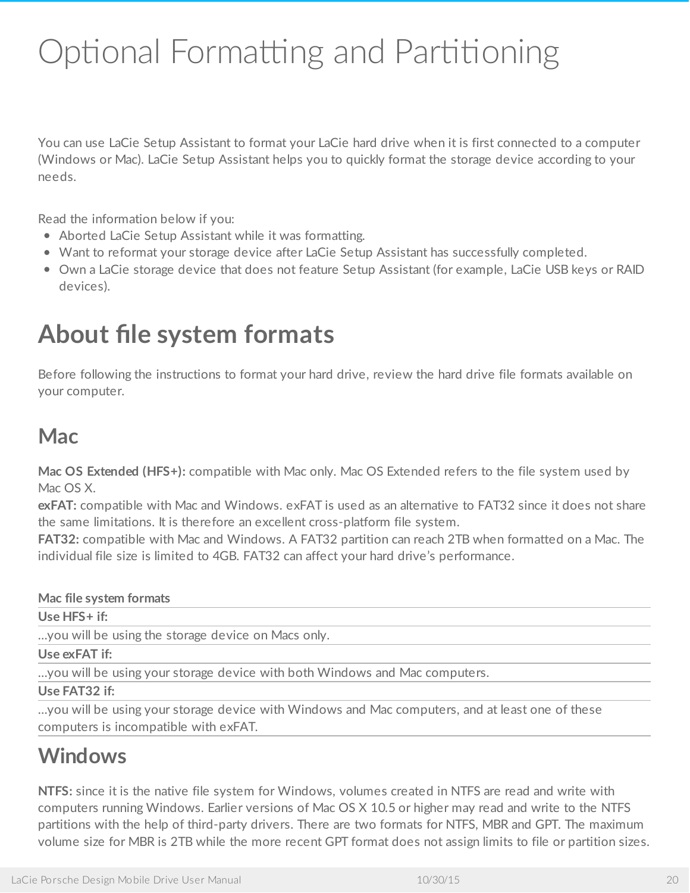# Optional Formatting and Partitioning

You can use LaCie Setup Assistant to format your LaCie hard drive when it is first connected to a computer (Windows or Mac). LaCie Setup Assistant helps you to quickly format the storage device according to your needs.

Read the information below if you:

- Aborted LaCie Setup Assistant while it was formatting.
- Want to reformat your storage device after LaCie Setup Assistant has successfully completed.
- Own a LaCie storage device that does not feature Setup Assistant (for example, LaCie USB keys or RAID devices).

## About file system formats

Before following the instructions to format your hard drive, review the hard drive file formats available on your computer.

### Mac

**Mac OS Extended (HFS+):** compatible with Mac only. Mac OS Extended refers to the file system used by Mac OS X.
**exFAT:** compatible with Mac and Windows. exFAT is used as an alternative to FAT32 since it does not share the same limitations. It is therefore an excellent cross-platform file system.
**FAT32:** compatible with Mac and Windows. A FAT32 partition can reach 2TB when formatted on a Mac. The individual file size is limited to 4GB. FAT32 can affect your hard drive's performance.

| Mac file system formats |
| --- |
| **Use HFS+ if:** |
| ...you will be using the storage device on Macs only. |
| **Use exFAT if:** |
| ...you will be using your storage device with both Windows and Mac computers. |
| **Use FAT32 if:** |
| ...you will be using your storage device with Windows and Mac computers, and at least one of these computers is incompatible with exFAT. |

### Windows

**NTFS:** since it is the native file system for Windows, volumes created in NTFS are read and write with computers running Windows. Earlier versions of Mac OS X 10.5 or higher may read and write to the NTFS partitions with the help of third-party drivers. There are two formats for NTFS, MBR and GPT. The maximum volume size for MBR is 2TB while the more recent GPT format does not assign limits to file or partition sizes.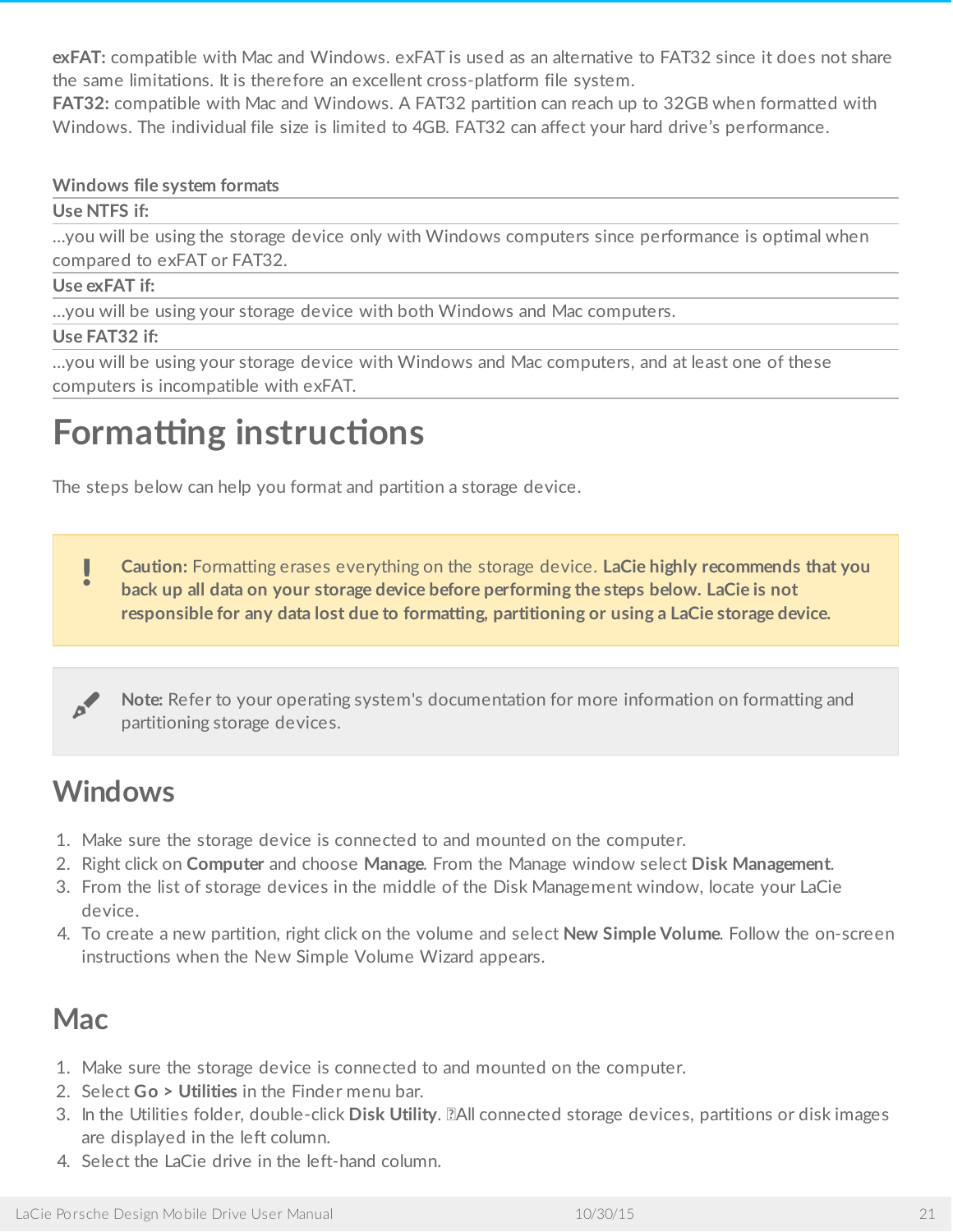**exFAT:** compatible with Mac and Windows. exFAT is used as an alternative to FAT32 since it does not share the same limitations. It is therefore an excellent cross-platform file system.
**FAT32:** compatible with Mac and Windows. A FAT32 partition can reach up to 32GB when formatted with Windows. The individual file size is limited to 4GB. FAT32 can affect your hard drive's performance.

| Windows file system formats |
| --- |
| **Use NTFS if:** |
| ...you will be using the storage device only with Windows computers since performance is optimal when compared to exFAT or FAT32. |
| **Use exFAT if:** |
| ...you will be using your storage device with both Windows and Mac computers. |
| **Use FAT32 if:** |
| ...you will be using your storage device with Windows and Mac computers, and at least one of these computers is incompatible with exFAT. |

# Formatting instructions

The steps below can help you format and partition a storage device.

**!** **Caution:** Formatting erases everything on the storage device. **LaCie highly recommends that you back up all data on your storage device before performing the steps below. LaCie is not responsible for any data lost due to formatting, partitioning or using a LaCie storage device.**

**Note:** Refer to your operating system's documentation for more information on formatting and partitioning storage devices.

## Windows

1. Make sure the storage device is connected to and mounted on the computer.
2. Right click on **Computer** and choose **Manage**. From the Manage window select **Disk Management**.
3. From the list of storage devices in the middle of the Disk Management window, locate your LaCie device.
4. To create a new partition, right click on the volume and select **New Simple Volume**. Follow the on-screen instructions when the New Simple Volume Wizard appears.

## Mac

1. Make sure the storage device is connected to and mounted on the computer.
2. Select **Go > Utilities** in the Finder menu bar.
3. In the Utilities folder, double-click **Disk Utility**. All connected storage devices, partitions or disk images are displayed in the left column.
4. Select the LaCie drive in the left-hand column.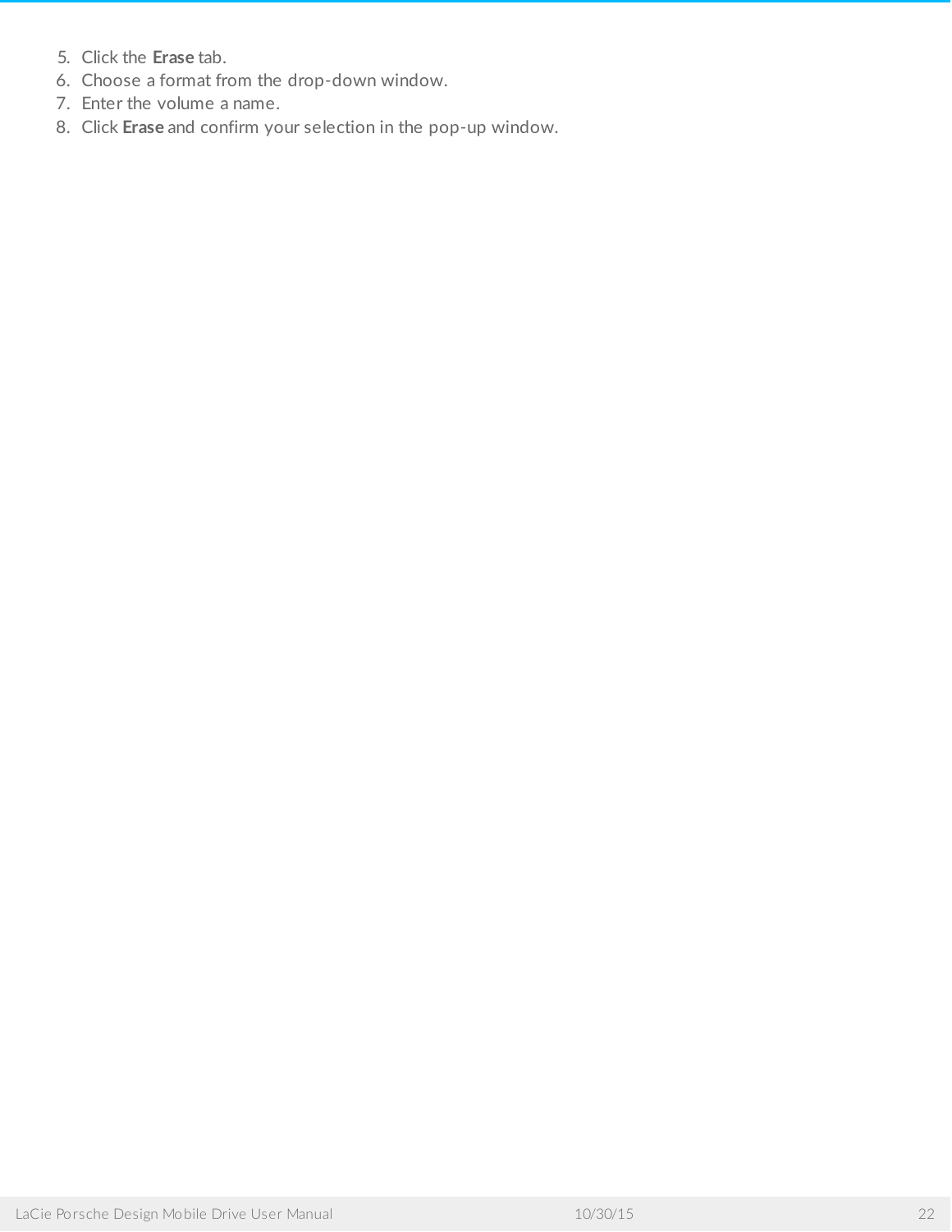5. Click the **Erase** tab.
6. Choose a format from the drop-down window.
7. Enter the volume a name.
8. Click **Erase** and confirm your selection in the pop-up window.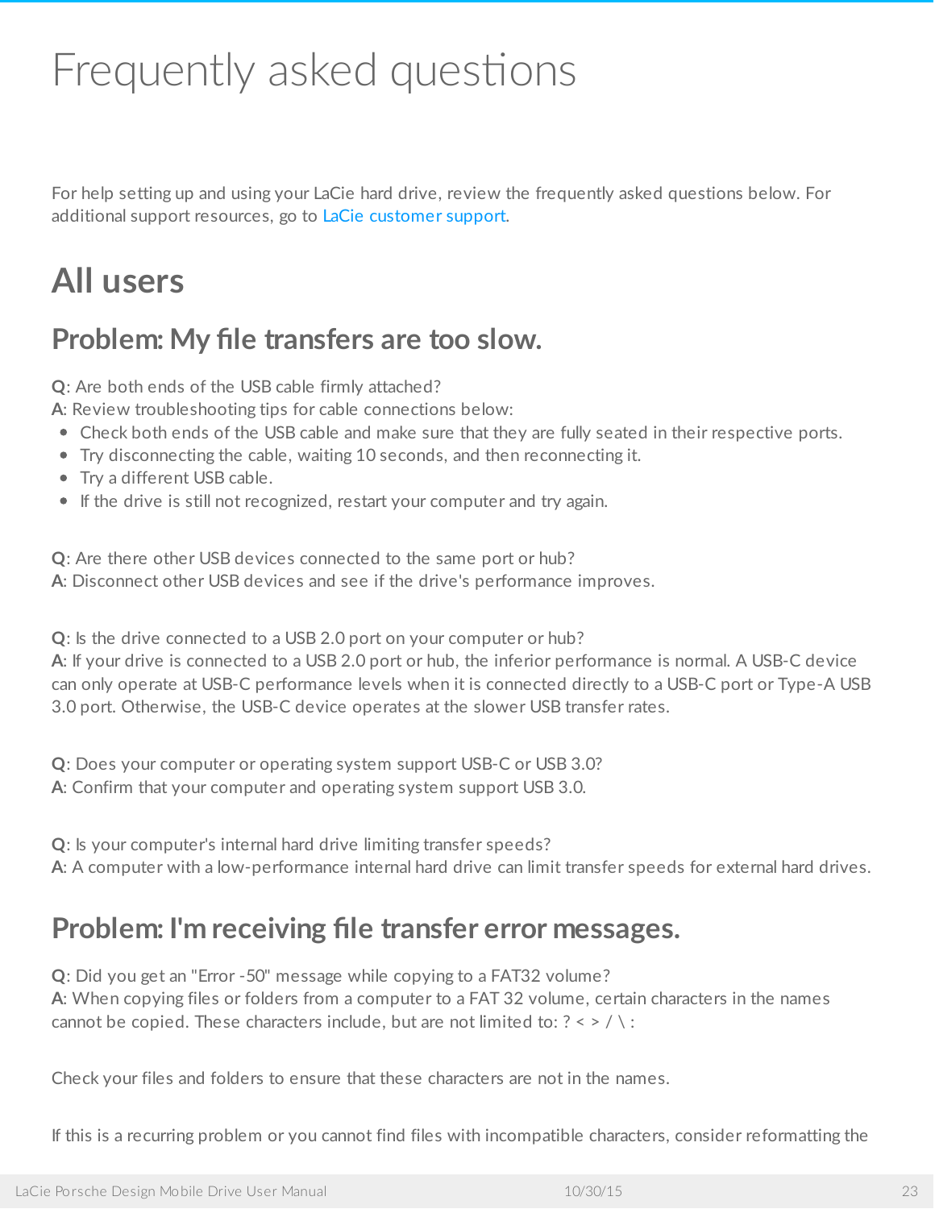# Frequently asked questions

For help setting up and using your LaCie hard drive, review the frequently asked questions below. For additional support resources, go to LaCie customer support.

## All users

### Problem: My file transfers are too slow.

**Q**: Are both ends of the USB cable firmly attached?
**A**: Review troubleshooting tips for cable connections below:

- Check both ends of the USB cable and make sure that they are fully seated in their respective ports.
- Try disconnecting the cable, waiting 10 seconds, and then reconnecting it.
- Try a different USB cable.
- If the drive is still not recognized, restart your computer and try again.

**Q**: Are there other USB devices connected to the same port or hub?
**A**: Disconnect other USB devices and see if the drive's performance improves.

**Q**: Is the drive connected to a USB 2.0 port on your computer or hub?
**A**: If your drive is connected to a USB 2.0 port or hub, the inferior performance is normal. A USB-C device can only operate at USB-C performance levels when it is connected directly to a USB-C port or Type-A USB 3.0 port. Otherwise, the USB-C device operates at the slower USB transfer rates.

**Q**: Does your computer or operating system support USB-C or USB 3.0?
**A**: Confirm that your computer and operating system support USB 3.0.

**Q**: Is your computer's internal hard drive limiting transfer speeds?
**A**: A computer with a low-performance internal hard drive can limit transfer speeds for external hard drives.

### Problem: I'm receiving file transfer error messages.

**Q**: Did you get an "Error -50" message while copying to a FAT32 volume?
**A**: When copying files or folders from a computer to a FAT 32 volume, certain characters in the names cannot be copied. These characters include, but are not limited to: ? < > / \ :

Check your files and folders to ensure that these characters are not in the names.

If this is a recurring problem or you cannot find files with incompatible characters, consider reformatting the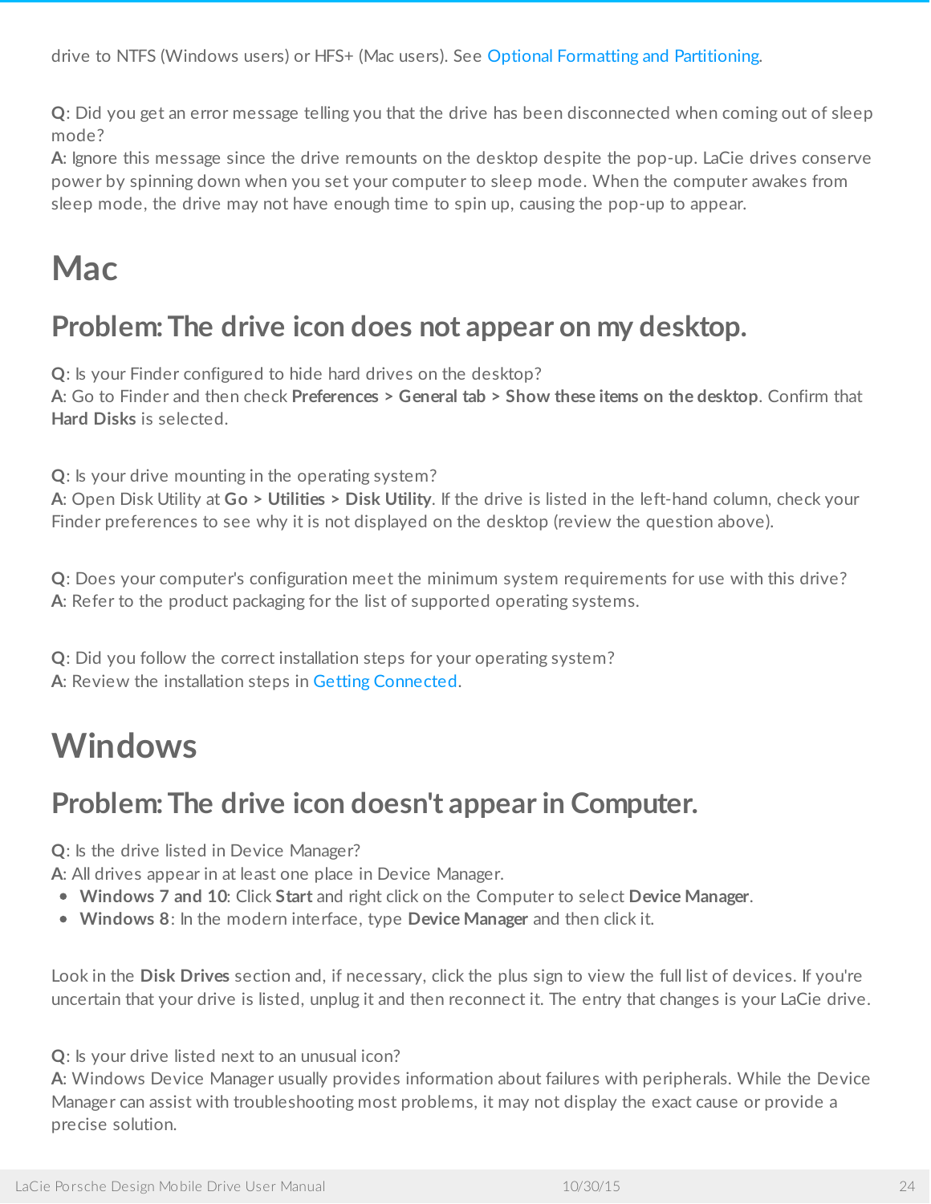drive to NTFS (Windows users) or HFS+ (Mac users). See Optional Formatting and Partitioning.

**Q**: Did you get an error message telling you that the drive has been disconnected when coming out of sleep mode?
**A**: Ignore this message since the drive remounts on the desktop despite the pop-up. LaCie drives conserve power by spinning down when you set your computer to sleep mode. When the computer awakes from sleep mode, the drive may not have enough time to spin up, causing the pop-up to appear.

# Mac

## Problem: The drive icon does not appear on my desktop.

**Q**: Is your Finder configured to hide hard drives on the desktop?
**A**: Go to Finder and then check **Preferences > General tab > Show these items on the desktop**. Confirm that **Hard Disks** is selected.

**Q**: Is your drive mounting in the operating system?
**A**: Open Disk Utility at **Go > Utilities > Disk Utility**. If the drive is listed in the left-hand column, check your Finder preferences to see why it is not displayed on the desktop (review the question above).

**Q**: Does your computer's configuration meet the minimum system requirements for use with this drive?
**A**: Refer to the product packaging for the list of supported operating systems.

**Q**: Did you follow the correct installation steps for your operating system?
**A**: Review the installation steps in Getting Connected.

# Windows

## Problem: The drive icon doesn't appear in Computer.

**Q**: Is the drive listed in Device Manager?
**A**: All drives appear in at least one place in Device Manager.

- **Windows 7 and 10**: Click **Start** and right click on the Computer to select **Device Manager**.
- **Windows 8**: In the modern interface, type **Device Manager** and then click it.

Look in the **Disk Drives** section and, if necessary, click the plus sign to view the full list of devices. If you're uncertain that your drive is listed, unplug it and then reconnect it. The entry that changes is your LaCie drive.

**Q**: Is your drive listed next to an unusual icon?
**A**: Windows Device Manager usually provides information about failures with peripherals. While the Device Manager can assist with troubleshooting most problems, it may not display the exact cause or provide a precise solution.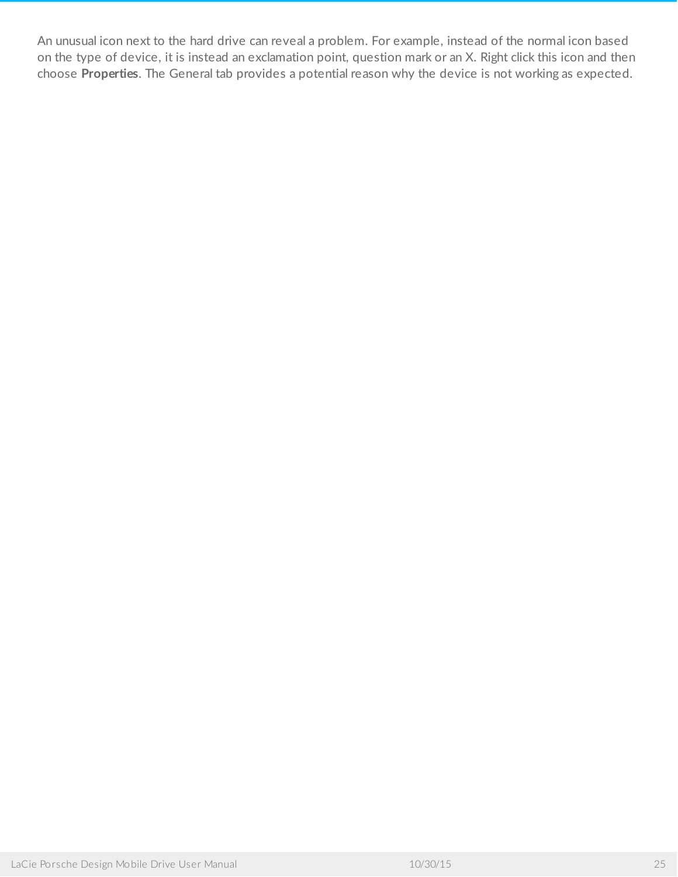An unusual icon next to the hard drive can reveal a problem. For example, instead of the normal icon based on the type of device, it is instead an exclamation point, question mark or an X. Right click this icon and then choose **Properties**. The General tab provides a potential reason why the device is not working as expected.